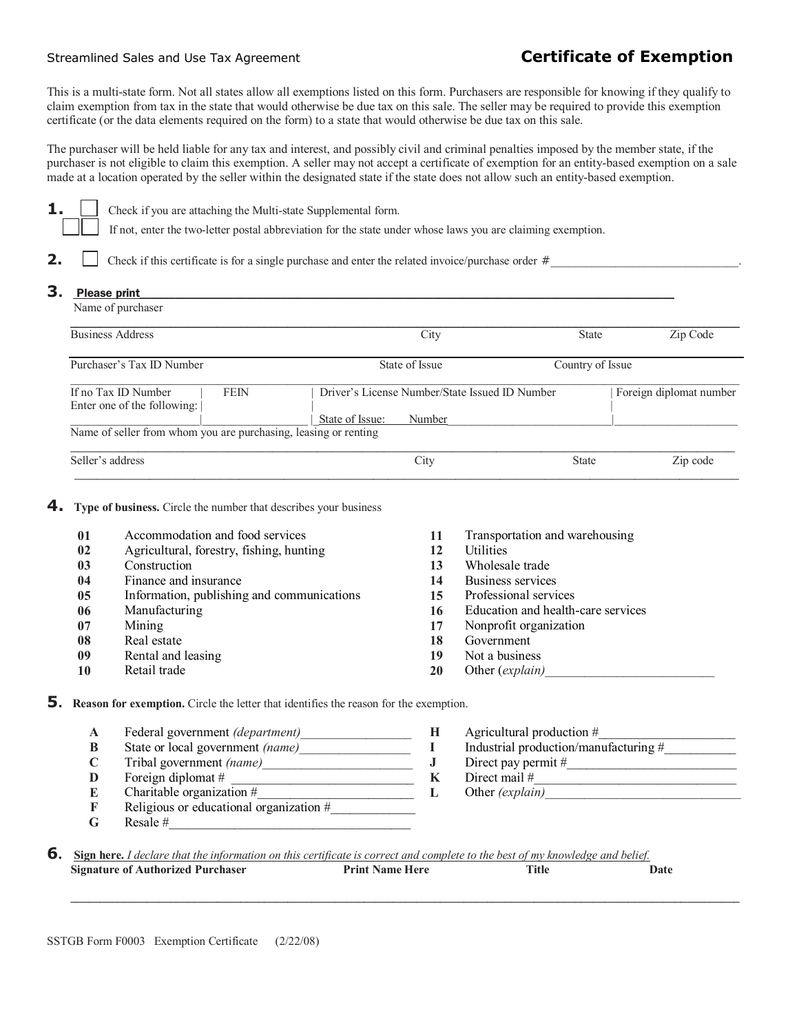Streamlined Sales and Use Tax Agreement

# Certificate of Exemption

This is a multi-state form. Not all states allow all exemptions listed on this form. Purchasers are responsible for knowing if they qualify to claim exemption from tax in the state that would otherwise be due tax on this sale. The seller may be required to provide this exemption certificate (or the data elements required on the form) to a state that would otherwise be due tax on this sale.

The purchaser will be held liable for any tax and interest, and possibly civil and criminal penalties imposed by the member state, if the purchaser is not eligible to claim this exemption. A seller may not accept a certificate of exemption for an entity-based exemption on a sale made at a location operated by the seller within the designated state if the state does not allow such an entity-based exemption.

**1.** ☐ Check if you are attaching the Multi-state Supplemental form.
☐☐ If not, enter the two-letter postal abbreviation for the state under whose laws you are claiming exemption.

**2.** ☐ Check if this certificate is for a single purchase and enter the related invoice/purchase order #______________________________.

**3.** **Please print**______________________________________________________________

Name of purchaser

Business Address | City | State | Zip Code

Purchaser's Tax ID Number | State of Issue | Country of Issue

If no Tax ID Number Enter one of the following: | FEIN | Driver's License Number/State Issued ID Number State of Issue: Number | Foreign diplomat number

Name of seller from whom you are purchasing, leasing or renting

Seller's address | City | State | Zip code

**4.** **Type of business.** Circle the number that describes your business

- **01** Accommodation and food services
- **02** Agricultural, forestry, fishing, hunting
- **03** Construction
- **04** Finance and insurance
- **05** Information, publishing and communications
- **06** Manufacturing
- **07** Mining
- **08** Real estate
- **09** Rental and leasing
- **10** Retail trade
- **11** Transportation and warehousing
- **12** Utilities
- **13** Wholesale trade
- **14** Business services
- **15** Professional services
- **16** Education and health-care services
- **17** Nonprofit organization
- **18** Government
- **19** Not a business
- **20** Other (*explain)*_________________________

**5.** **Reason for exemption.** Circle the letter that identifies the reason for the exemption.

- **A** Federal government *(department)*________________
- **B** State or local government *(name)*________________
- **C** Tribal government *(name)*______________________
- **D** Foreign diplomat # ___________________________
- **E** Charitable organization #_______________________
- **F** Religious or educational organization #____________
- **G** Resale #_____________________________________
- **H** Agricultural production #____________________
- **I** Industrial production/manufacturing #__________
- **J** Direct pay permit #_________________________
- **K** Direct mail #______________________________
- **L** Other *(explain)*____________________________

**6.** **Sign here.** *I declare that the information on this certificate is correct and complete to the best of my knowledge and belief.*

**Signature of Authorized Purchaser** | **Print Name Here** | **Title** | **Date**

SSTGB Form F0003 Exemption Certificate (2/22/08)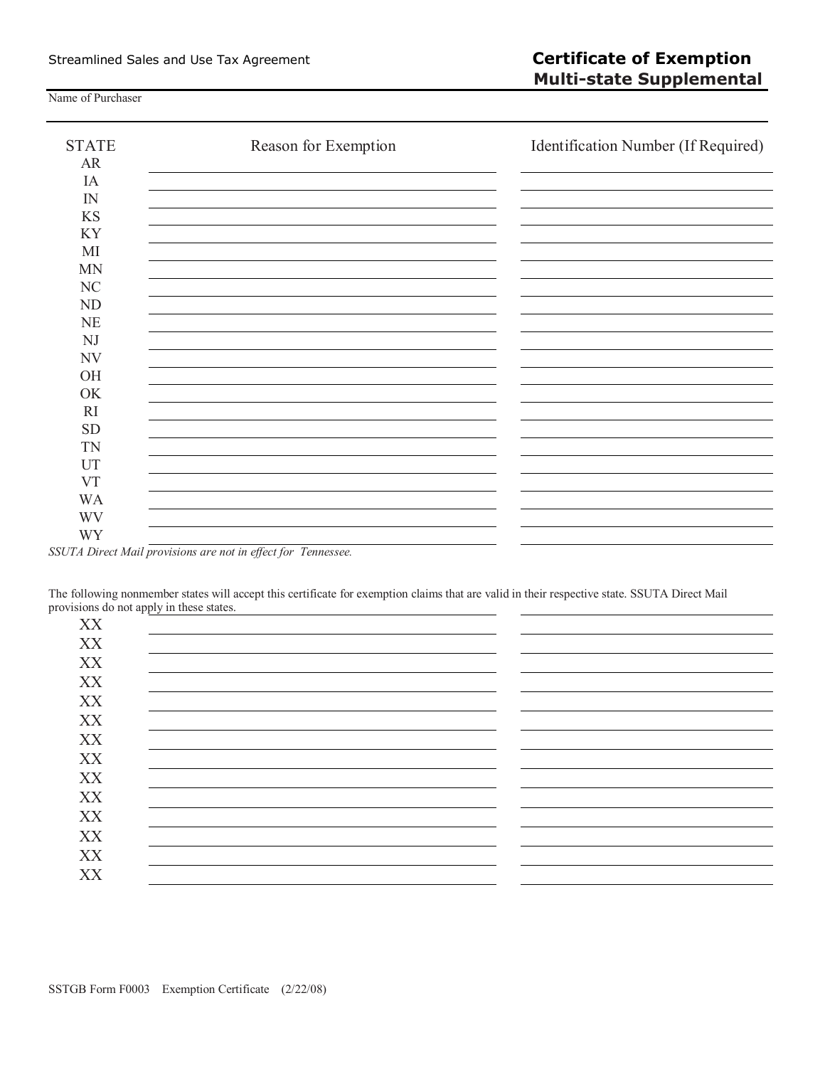Streamlined Sales and Use Tax Agreement

# Certificate of Exemption
## Multi-state Supplemental

Name of Purchaser

| STATE | Reason for Exemption | Identification Number (If Required) |
|---|---|---|
| AR | | |
| IA | | |
| IN | | |
| KS | | |
| KY | | |
| MI | | |
| MN | | |
| NC | | |
| ND | | |
| NE | | |
| NJ | | |
| NV | | |
| OH | | |
| OK | | |
| RI | | |
| SD | | |
| TN | | |
| UT | | |
| VT | | |
| WA | | |
| WV | | |
| WY | | |

*SSUTA Direct Mail provisions are not in effect for Tennessee.*

The following nonmember states will accept this certificate for exemption claims that are valid in their respective state. SSUTA Direct Mail provisions do not apply in these states.

| | | |
|---|---|---|
| XX | | |
| XX | | |
| XX | | |
| XX | | |
| XX | | |
| XX | | |
| XX | | |
| XX | | |
| XX | | |
| XX | | |
| XX | | |
| XX | | |
| XX | | |
| XX | | |

SSTGB Form F0003 Exemption Certificate (2/22/08)